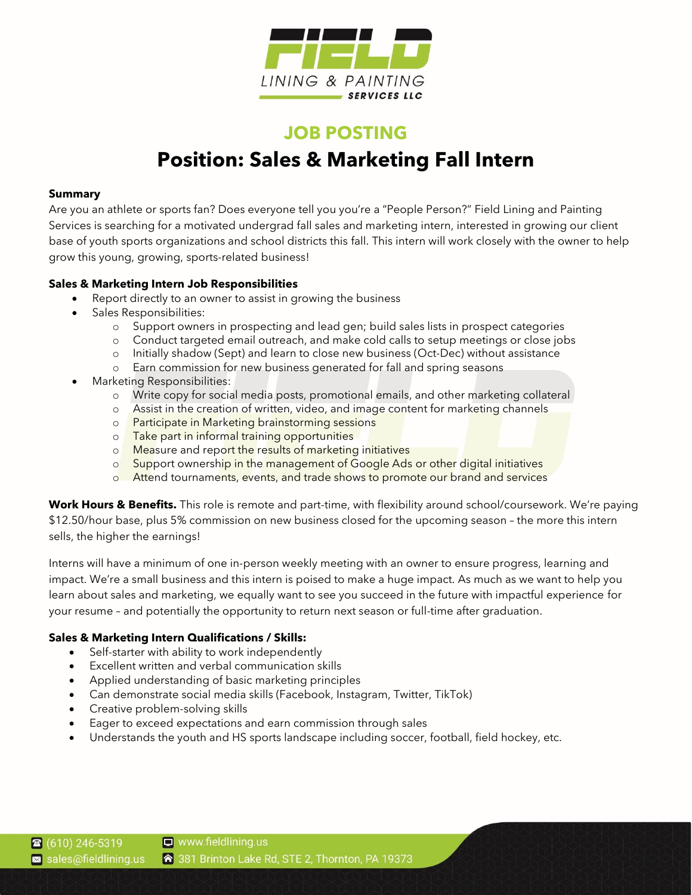FIELD

LINING & PAINTING

SERVICES LLC

## JOB POSTING

# Position: Sales & Marketing Fall Intern

**Summary**

Are you an athlete or sports fan? Does everyone tell you you're a "People Person?" Field Lining and Painting Services is searching for a motivated undergrad fall sales and marketing intern, interested in growing our client base of youth sports organizations and school districts this fall. This intern will work closely with the owner to help grow this young, growing, sports-related business!

**Sales & Marketing Intern Job Responsibilities**

- Report directly to an owner to assist in growing the business
- Sales Responsibilities:
  - Support owners in prospecting and lead gen; build sales lists in prospect categories
  - Conduct targeted email outreach, and make cold calls to setup meetings or close jobs
  - Initially shadow (Sept) and learn to close new business (Oct-Dec) without assistance
  - Earn commission for new business generated for fall and spring seasons
- Marketing Responsibilities:
  - Write copy for social media posts, promotional emails, and other marketing collateral
  - Assist in the creation of written, video, and image content for marketing channels
  - Participate in Marketing brainstorming sessions
  - Take part in informal training opportunities
  - Measure and report the results of marketing initiatives
  - Support ownership in the management of Google Ads or other digital initiatives
  - Attend tournaments, events, and trade shows to promote our brand and services

**Work Hours & Benefits.** This role is remote and part-time, with flexibility around school/coursework. We're paying $12.50/hour base, plus 5% commission on new business closed for the upcoming season – the more this intern sells, the higher the earnings!

Interns will have a minimum of one in-person weekly meeting with an owner to ensure progress, learning and impact. We're a small business and this intern is poised to make a huge impact. As much as we want to help you learn about sales and marketing, we equally want to see you succeed in the future with impactful experience for your resume – and potentially the opportunity to return next season or full-time after graduation.

**Sales & Marketing Intern Qualifications / Skills:**

- Self-starter with ability to work independently
- Excellent written and verbal communication skills
- Applied understanding of basic marketing principles
- Can demonstrate social media skills (Facebook, Instagram, Twitter, TikTok)
- Creative problem-solving skills
- Eager to exceed expectations and earn commission through sales
- Understands the youth and HS sports landscape including soccer, football, field hockey, etc.

(610) 246-5319 | www.fieldlining.us

sales@fieldlining.us | 381 Brinton Lake Rd, STE 2, Thornton, PA 19373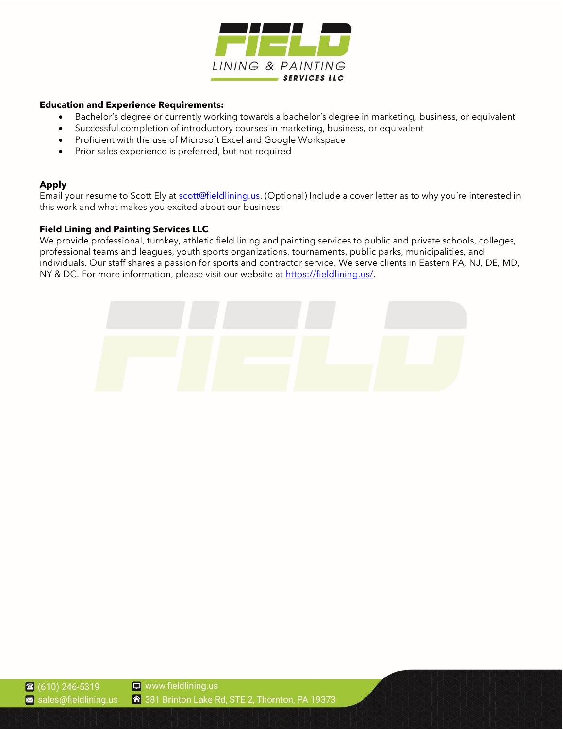**Education and Experience Requirements:**

- Bachelor's degree or currently working towards a bachelor's degree in marketing, business, or equivalent
- Successful completion of introductory courses in marketing, business, or equivalent
- Proficient with the use of Microsoft Excel and Google Workspace
- Prior sales experience is preferred, but not required

**Apply**

Email your resume to Scott Ely at scott@fieldlining.us. (Optional) Include a cover letter as to why you're interested in this work and what makes you excited about our business.

**Field Lining and Painting Services LLC**

We provide professional, turnkey, athletic field lining and painting services to public and private schools, colleges, professional teams and leagues, youth sports organizations, tournaments, public parks, municipalities, and individuals. Our staff shares a passion for sports and contractor service. We serve clients in Eastern PA, NJ, DE, MD, NY & DC. For more information, please visit our website at https://fieldlining.us/.